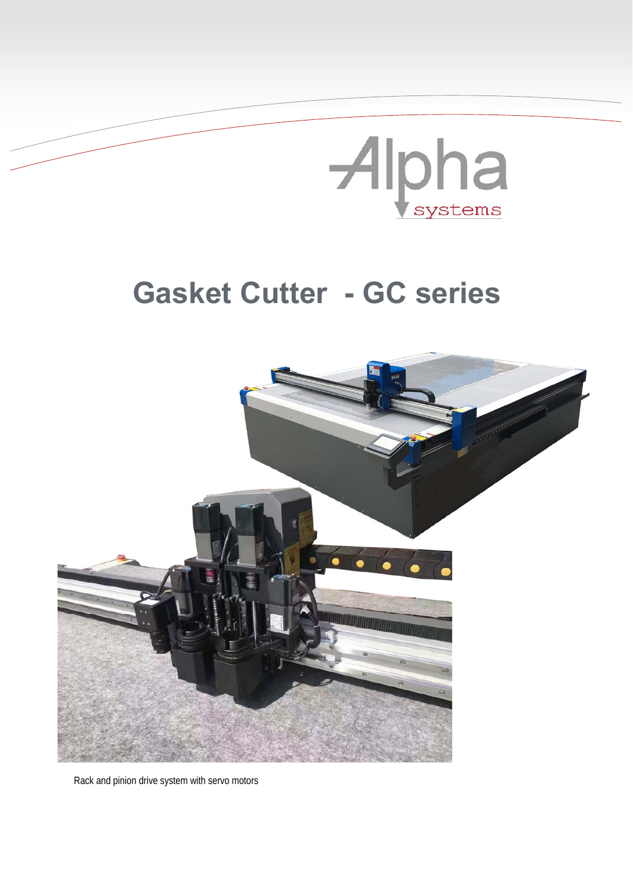Alpha systems

# Gasket Cutter - GC series

Rack and pinion drive system with servo motors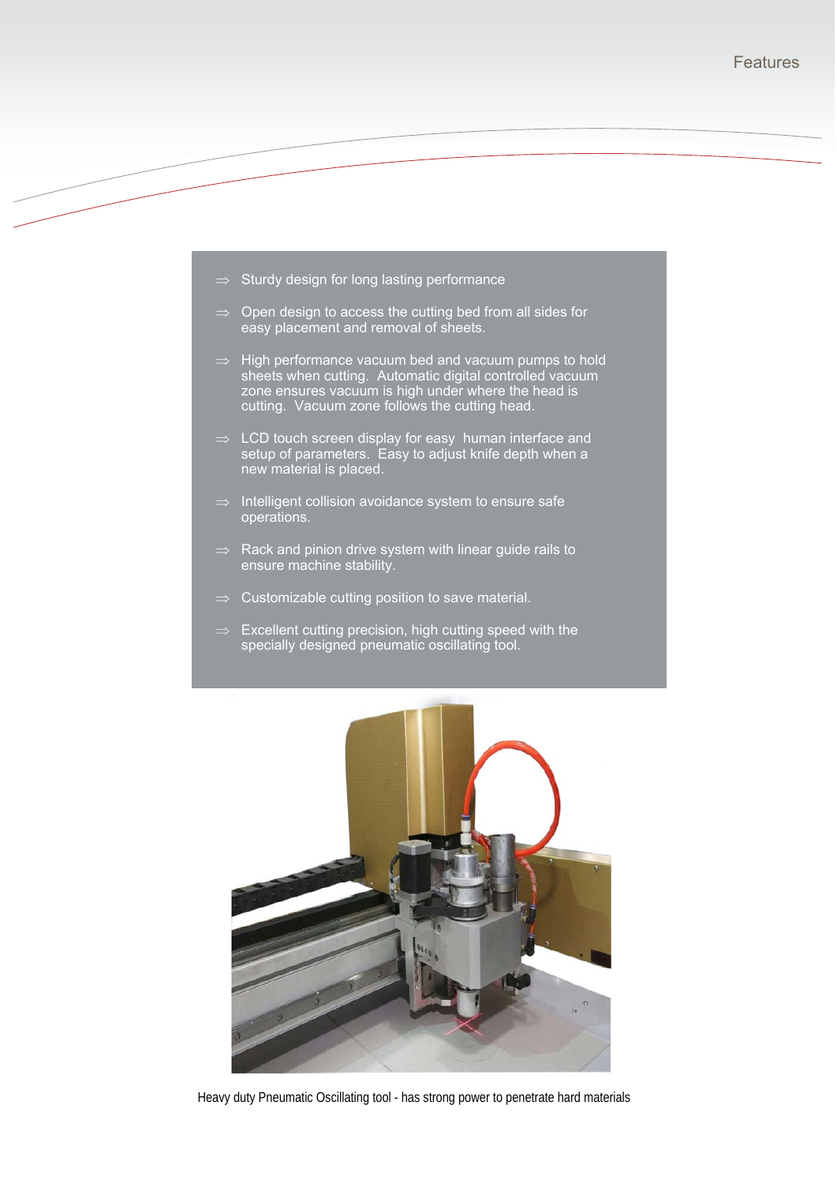# Features

- Sturdy design for long lasting performance
- Open design to access the cutting bed from all sides for easy placement and removal of sheets.
- High performance vacuum bed and vacuum pumps to hold sheets when cutting. Automatic digital controlled vacuum zone ensures vacuum is high under where the head is cutting. Vacuum zone follows the cutting head.
- LCD touch screen display for easy human interface and setup of parameters. Easy to adjust knife depth when a new material is placed.
- Intelligent collision avoidance system to ensure safe operations.
- Rack and pinion drive system with linear guide rails to ensure machine stability.
- Customizable cutting position to save material.
- Excellent cutting precision, high cutting speed with the specially designed pneumatic oscillating tool.

Heavy duty Pneumatic Oscillating tool - has strong power to penetrate hard materials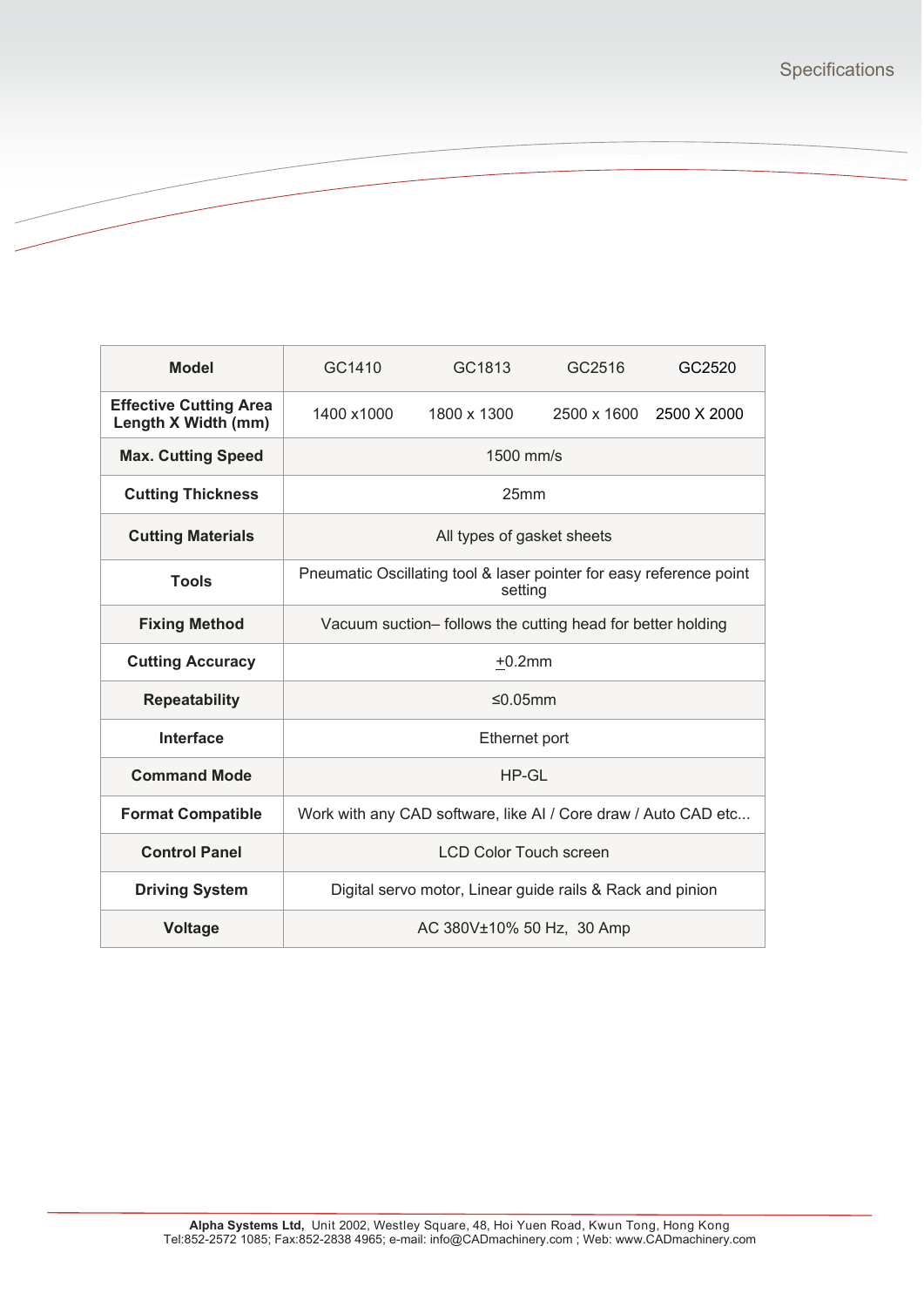# Specifications

| Model | GC1410 | GC1813 | GC2516 | GC2520 |
|---|---|---|---|---|
| Effective Cutting Area Length X Width (mm) | 1400 x1000 | 1800 x 1300 | 2500 x 1600 | 2500 X 2000 |
| Max. Cutting Speed | 1500 mm/s | | | |
| Cutting Thickness | 25mm | | | |
| Cutting Materials | All types of gasket sheets | | | |
| Tools | Pneumatic Oscillating tool & laser pointer for easy reference point setting | | | |
| Fixing Method | Vacuum suction– follows the cutting head for better holding | | | |
| Cutting Accuracy | ±0.2mm | | | |
| Repeatability | ≤0.05mm | | | |
| Interface | Ethernet port | | | |
| Command Mode | HP-GL | | | |
| Format Compatible | Work with any CAD software, like AI / Core draw / Auto CAD etc... | | | |
| Control Panel | LCD Color Touch screen | | | |
| Driving System | Digital servo motor, Linear guide rails & Rack and pinion | | | |
| Voltage | AC 380V±10% 50 Hz, 30 Amp | | | |

**Alpha Systems Ltd,** Unit 2002, Westley Square, 48, Hoi Yuen Road, Kwun Tong, Hong Kong
Tel:852-2572 1085; Fax:852-2838 4965; e-mail: info@CADmachinery.com ; Web: www.CADmachinery.com